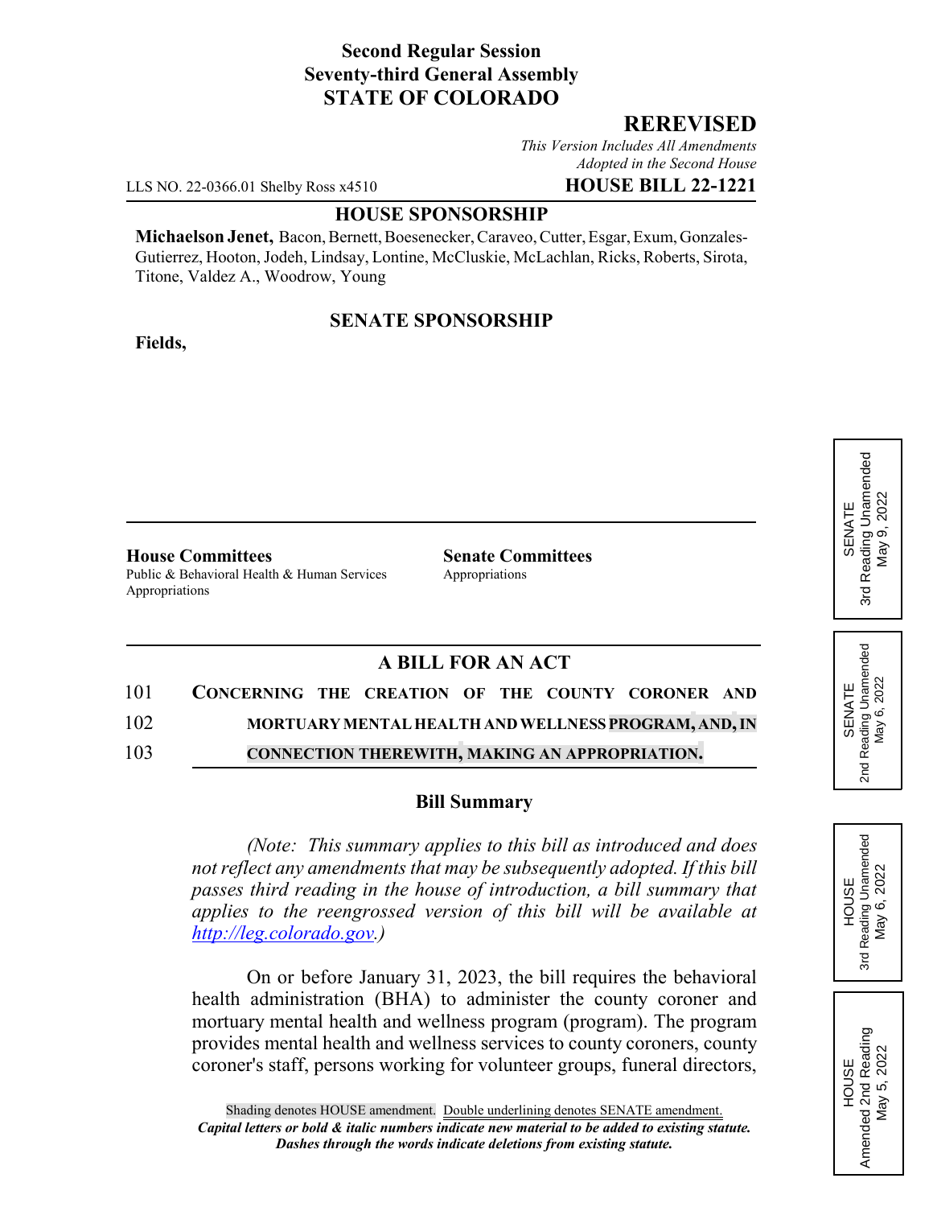**Second Regular Session**
**Seventy-third General Assembly**
**STATE OF COLORADO**

## REREVISED

*This Version Includes All Amendments Adopted in the Second House*

LLS NO. 22-0366.01 Shelby Ross x4510 **HOUSE BILL 22-1221**

**HOUSE SPONSORSHIP**

**Michaelson Jenet,** Bacon, Bernett, Boesenecker, Caraveo, Cutter, Esgar, Exum, Gonzales-Gutierrez, Hooton, Jodeh, Lindsay, Lontine, McCluskie, McLachlan, Ricks, Roberts, Sirota, Titone, Valdez A., Woodrow, Young

**SENATE SPONSORSHIP**

**Fields,**

**House Committees**
Public & Behavioral Health & Human Services
Appropriations

**Senate Committees**
Appropriations

SENATE 3rd Reading Unamended May 9, 2022

SENATE 2nd Reading Unamended May 6, 2022

HOUSE 3rd Reading Unamended May 6, 2022

HOUSE Amended 2nd Reading May 5, 2022

**A BILL FOR AN ACT**

101 CONCERNING THE CREATION OF THE COUNTY CORONER AND
102 MORTUARY MENTAL HEALTH AND WELLNESS PROGRAM, AND, IN
103 CONNECTION THEREWITH, MAKING AN APPROPRIATION.

**Bill Summary**

*(Note: This summary applies to this bill as introduced and does not reflect any amendments that may be subsequently adopted. If this bill passes third reading in the house of introduction, a bill summary that applies to the reengrossed version of this bill will be available at http://leg.colorado.gov.)*

On or before January 31, 2023, the bill requires the behavioral health administration (BHA) to administer the county coroner and mortuary mental health and wellness program (program). The program provides mental health and wellness services to county coroners, county coroner's staff, persons working for volunteer groups, funeral directors,

Shading denotes HOUSE amendment. Double underlining denotes SENATE amendment.
*Capital letters or bold & italic numbers indicate new material to be added to existing statute.*
*Dashes through the words indicate deletions from existing statute.*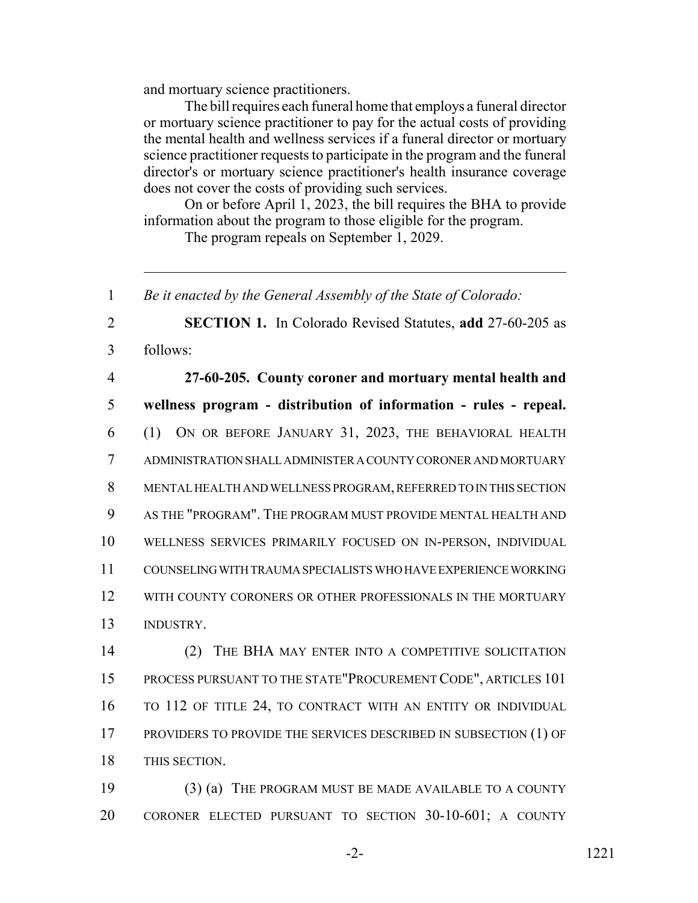and mortuary science practitioners.

The bill requires each funeral home that employs a funeral director or mortuary science practitioner to pay for the actual costs of providing the mental health and wellness services if a funeral director or mortuary science practitioner requests to participate in the program and the funeral director's or mortuary science practitioner's health insurance coverage does not cover the costs of providing such services.

On or before April 1, 2023, the bill requires the BHA to provide information about the program to those eligible for the program.

The program repeals on September 1, 2029.

---

1 *Be it enacted by the General Assembly of the State of Colorado:*

2 **SECTION 1.** In Colorado Revised Statutes, **add** 27-60-205 as
3 follows:

4 **27-60-205. County coroner and mortuary mental health and**
5 **wellness program - distribution of information - rules - repeal.**
6 (1) ON OR BEFORE JANUARY 31, 2023, THE BEHAVIORAL HEALTH
7 ADMINISTRATION SHALL ADMINISTER A COUNTY CORONER AND MORTUARY
8 MENTAL HEALTH AND WELLNESS PROGRAM, REFERRED TO IN THIS SECTION
9 AS THE "PROGRAM". THE PROGRAM MUST PROVIDE MENTAL HEALTH AND
10 WELLNESS SERVICES PRIMARILY FOCUSED ON IN-PERSON, INDIVIDUAL
11 COUNSELING WITH TRAUMA SPECIALISTS WHO HAVE EXPERIENCE WORKING
12 WITH COUNTY CORONERS OR OTHER PROFESSIONALS IN THE MORTUARY
13 INDUSTRY.

14 (2) THE BHA MAY ENTER INTO A COMPETITIVE SOLICITATION
15 PROCESS PURSUANT TO THE STATE"PROCUREMENT CODE", ARTICLES 101
16 TO 112 OF TITLE 24, TO CONTRACT WITH AN ENTITY OR INDIVIDUAL
17 PROVIDERS TO PROVIDE THE SERVICES DESCRIBED IN SUBSECTION (1) OF
18 THIS SECTION.

19 (3) (a) THE PROGRAM MUST BE MADE AVAILABLE TO A COUNTY
20 CORONER ELECTED PURSUANT TO SECTION 30-10-601; A COUNTY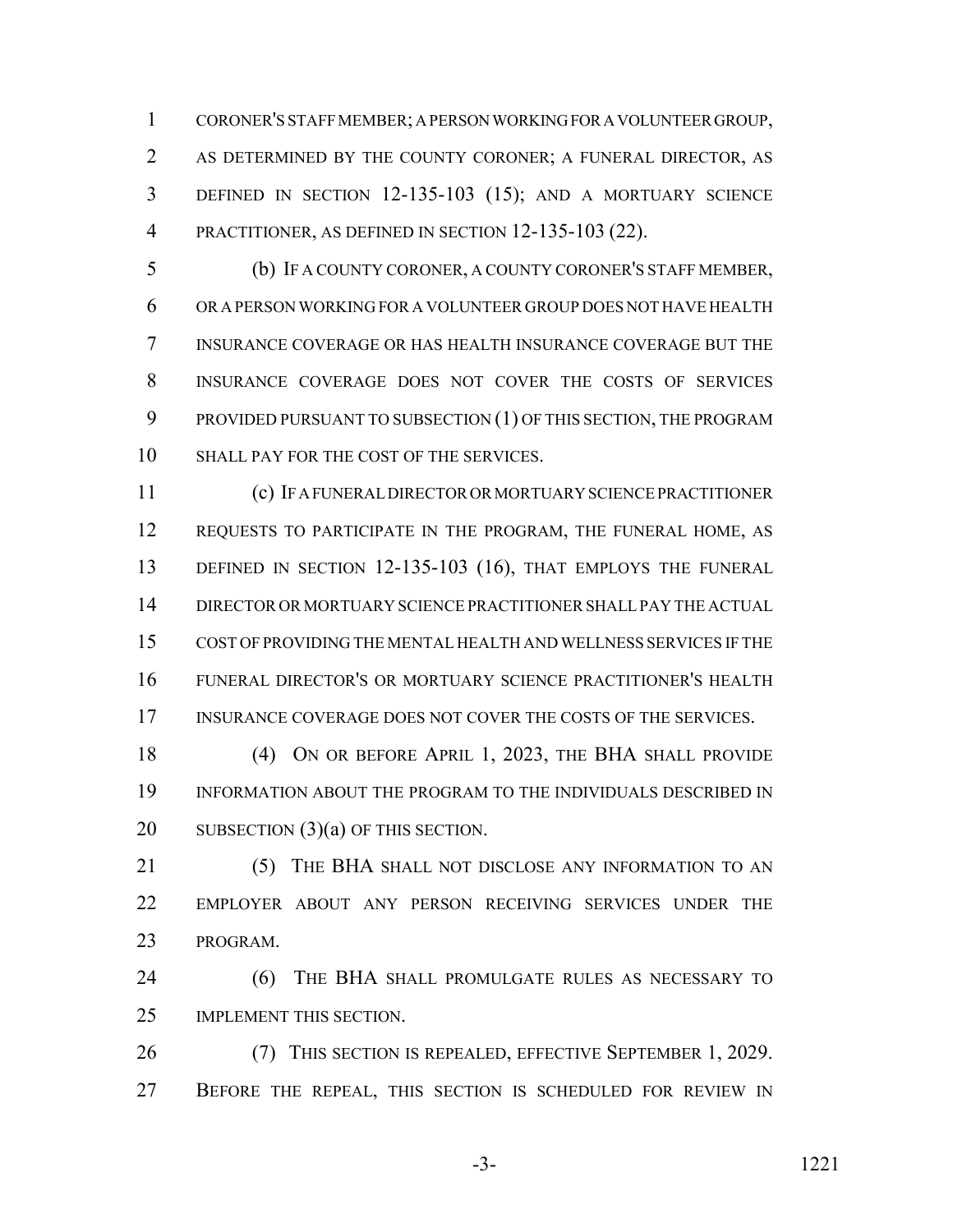CORONER'S STAFF MEMBER; A PERSON WORKING FOR A VOLUNTEER GROUP, AS DETERMINED BY THE COUNTY CORONER; A FUNERAL DIRECTOR, AS DEFINED IN SECTION 12-135-103 (15); AND A MORTUARY SCIENCE PRACTITIONER, AS DEFINED IN SECTION 12-135-103 (22).

(b) IF A COUNTY CORONER, A COUNTY CORONER'S STAFF MEMBER, OR A PERSON WORKING FOR A VOLUNTEER GROUP DOES NOT HAVE HEALTH INSURANCE COVERAGE OR HAS HEALTH INSURANCE COVERAGE BUT THE INSURANCE COVERAGE DOES NOT COVER THE COSTS OF SERVICES PROVIDED PURSUANT TO SUBSECTION (1) OF THIS SECTION, THE PROGRAM SHALL PAY FOR THE COST OF THE SERVICES.

(c) IF A FUNERAL DIRECTOR OR MORTUARY SCIENCE PRACTITIONER REQUESTS TO PARTICIPATE IN THE PROGRAM, THE FUNERAL HOME, AS DEFINED IN SECTION 12-135-103 (16), THAT EMPLOYS THE FUNERAL DIRECTOR OR MORTUARY SCIENCE PRACTITIONER SHALL PAY THE ACTUAL COST OF PROVIDING THE MENTAL HEALTH AND WELLNESS SERVICES IF THE FUNERAL DIRECTOR'S OR MORTUARY SCIENCE PRACTITIONER'S HEALTH INSURANCE COVERAGE DOES NOT COVER THE COSTS OF THE SERVICES.

(4) ON OR BEFORE APRIL 1, 2023, THE BHA SHALL PROVIDE INFORMATION ABOUT THE PROGRAM TO THE INDIVIDUALS DESCRIBED IN SUBSECTION (3)(a) OF THIS SECTION.

(5) THE BHA SHALL NOT DISCLOSE ANY INFORMATION TO AN EMPLOYER ABOUT ANY PERSON RECEIVING SERVICES UNDER THE PROGRAM.

(6) THE BHA SHALL PROMULGATE RULES AS NECESSARY TO IMPLEMENT THIS SECTION.

(7) THIS SECTION IS REPEALED, EFFECTIVE SEPTEMBER 1, 2029. BEFORE THE REPEAL, THIS SECTION IS SCHEDULED FOR REVIEW IN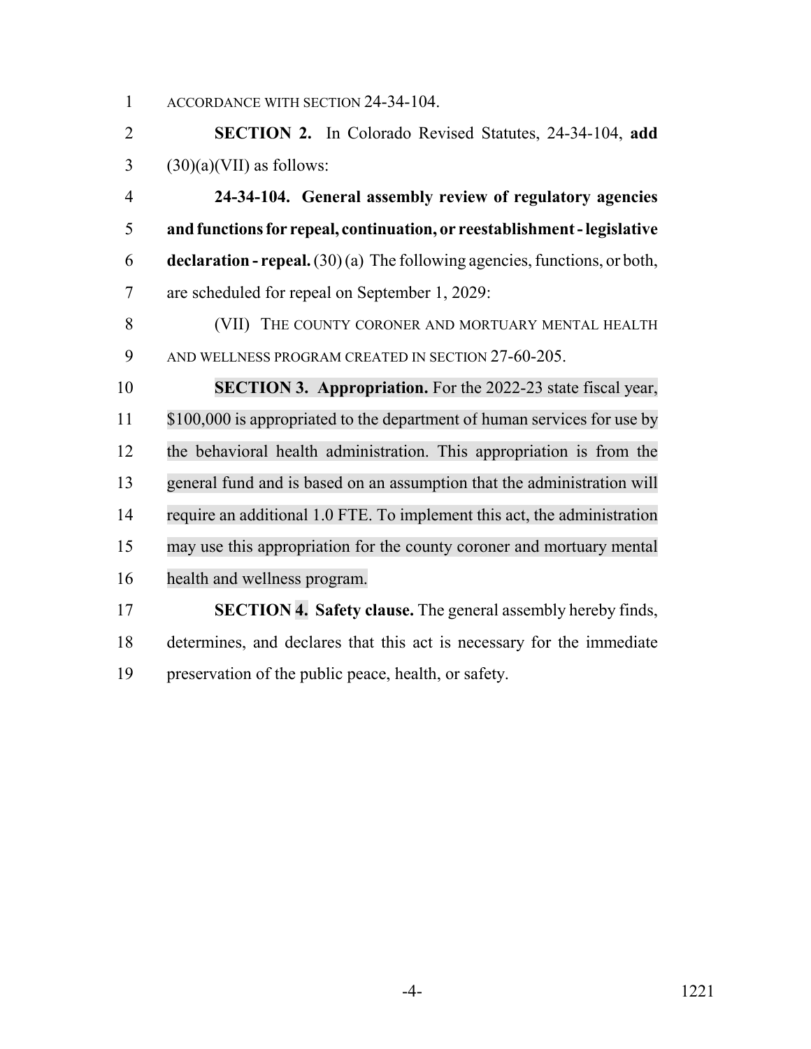ACCORDANCE WITH SECTION 24-34-104.

**SECTION 2.** In Colorado Revised Statutes, 24-34-104, **add** (30)(a)(VII) as follows:

**24-34-104. General assembly review of regulatory agencies and functions for repeal, continuation, or reestablishment - legislative declaration - repeal.** (30) (a) The following agencies, functions, or both, are scheduled for repeal on September 1, 2029:

(VII) THE COUNTY CORONER AND MORTUARY MENTAL HEALTH AND WELLNESS PROGRAM CREATED IN SECTION 27-60-205.

**SECTION 3. Appropriation.** For the 2022-23 state fiscal year, $100,000 is appropriated to the department of human services for use by the behavioral health administration. This appropriation is from the general fund and is based on an assumption that the administration will require an additional 1.0 FTE. To implement this act, the administration may use this appropriation for the county coroner and mortuary mental health and wellness program.

**SECTION 4. Safety clause.** The general assembly hereby finds, determines, and declares that this act is necessary for the immediate preservation of the public peace, health, or safety.